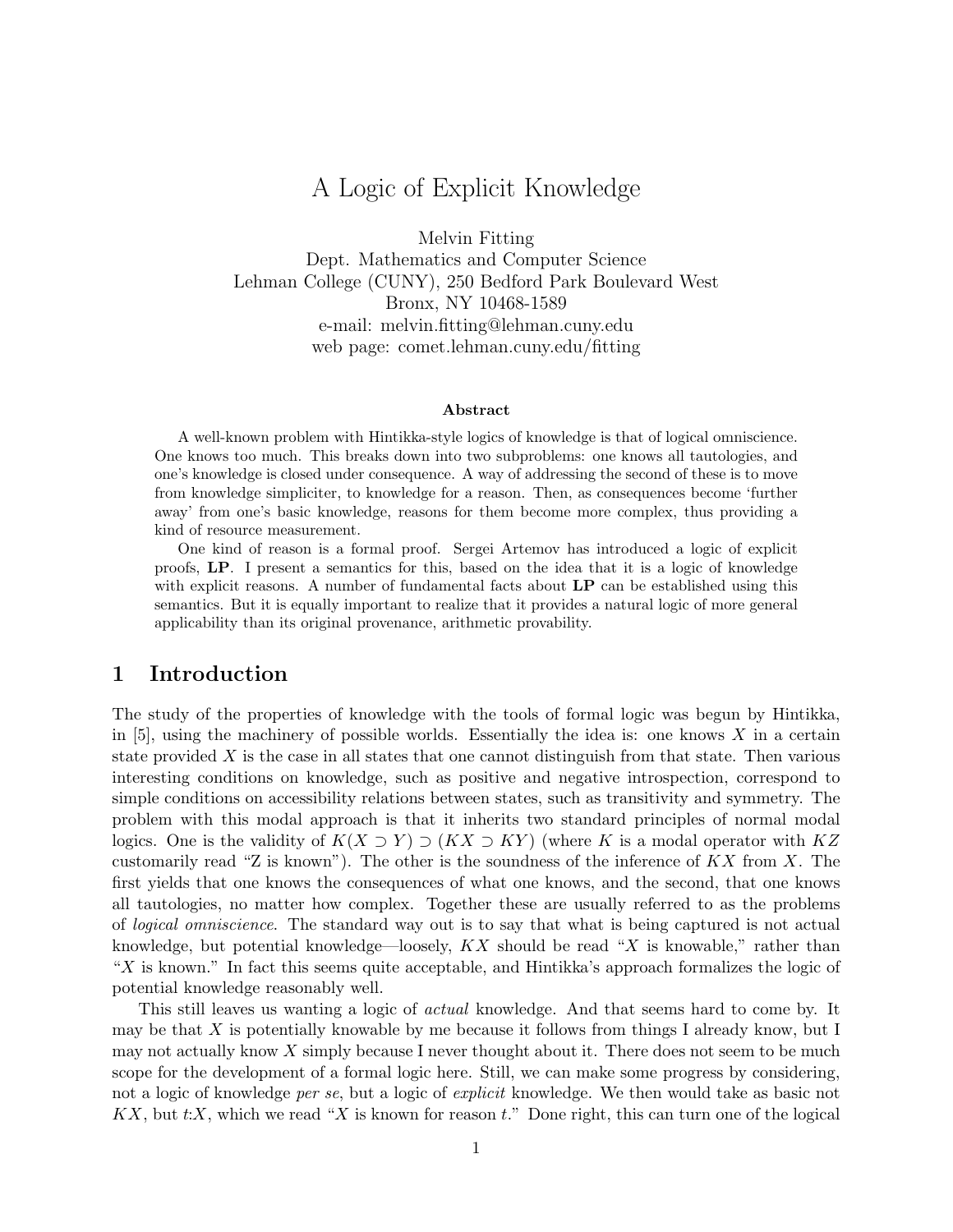# A Logic of Explicit Knowledge

Melvin Fitting
Dept. Mathematics and Computer Science
Lehman College (CUNY), 250 Bedford Park Boulevard West
Bronx, NY 10468-1589
e-mail: melvin.fitting@lehman.cuny.edu
web page: comet.lehman.cuny.edu/fitting

### Abstract

A well-known problem with Hintikka-style logics of knowledge is that of logical omniscience. One knows too much. This breaks down into two subproblems: one knows all tautologies, and one's knowledge is closed under consequence. A way of addressing the second of these is to move from knowledge simpliciter, to knowledge for a reason. Then, as consequences become 'further away' from one's basic knowledge, reasons for them become more complex, thus providing a kind of resource measurement.

One kind of reason is a formal proof. Sergei Artemov has introduced a logic of explicit proofs, **LP**. I present a semantics for this, based on the idea that it is a logic of knowledge with explicit reasons. A number of fundamental facts about **LP** can be established using this semantics. But it is equally important to realize that it provides a natural logic of more general applicability than its original provenance, arithmetic provability.

## 1 Introduction

The study of the properties of knowledge with the tools of formal logic was begun by Hintikka, in [5], using the machinery of possible worlds. Essentially the idea is: one knows $X$ in a certain state provided $X$ is the case in all states that one cannot distinguish from that state. Then various interesting conditions on knowledge, such as positive and negative introspection, correspond to simple conditions on accessibility relations between states, such as transitivity and symmetry. The problem with this modal approach is that it inherits two standard principles of normal modal logics. One is the validity of $K(X \supset Y) \supset (KX \supset KY)$ (where $K$ is a modal operator with $KZ$ customarily read "Z is known"). The other is the soundness of the inference of $KX$ from $X$. The first yields that one knows the consequences of what one knows, and the second, that one knows all tautologies, no matter how complex. Together these are usually referred to as the problems of *logical omniscience*. The standard way out is to say that what is being captured is not actual knowledge, but potential knowledge—loosely, $KX$ should be read "$X$ is knowable," rather than "$X$ is known." In fact this seems quite acceptable, and Hintikka's approach formalizes the logic of potential knowledge reasonably well.

This still leaves us wanting a logic of *actual* knowledge. And that seems hard to come by. It may be that $X$ is potentially knowable by me because it follows from things I already know, but I may not actually know $X$ simply because I never thought about it. There does not seem to be much scope for the development of a formal logic here. Still, we can make some progress by considering, not a logic of knowledge *per se*, but a logic of *explicit* knowledge. We then would take as basic not $KX$, but $t{:}X$, which we read "$X$ is known for reason $t$." Done right, this can turn one of the logical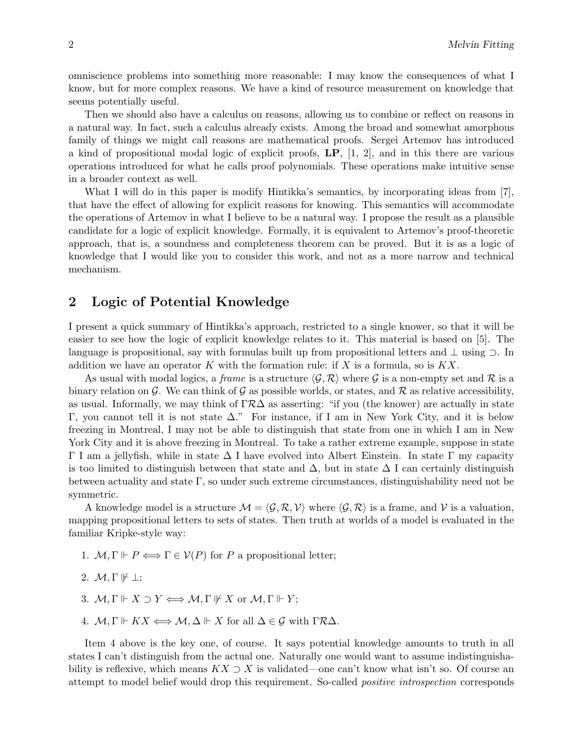omniscience problems into something more reasonable: I may know the consequences of what I know, but for more complex reasons. We have a kind of resource measurement on knowledge that seems potentially useful.

Then we should also have a calculus on reasons, allowing us to combine or reflect on reasons in a natural way. In fact, such a calculus already exists. Among the broad and somewhat amorphous family of things we might call reasons are mathematical proofs. Sergei Artemov has introduced a kind of propositional modal logic of explicit proofs, **LP**, [1, 2], and in this there are various operations introduced for what he calls proof polynomials. These operations make intuitive sense in a broader context as well.

What I will do in this paper is modify Hintikka's semantics, by incorporating ideas from [7], that have the effect of allowing for explicit reasons for knowing. This semantics will accommodate the operations of Artemov in what I believe to be a natural way. I propose the result as a plausible candidate for a logic of explicit knowledge. Formally, it is equivalent to Artemov's proof-theoretic approach, that is, a soundness and completeness theorem can be proved. But it is as a logic of knowledge that I would like you to consider this work, and not as a more narrow and technical mechanism.

## 2 Logic of Potential Knowledge

I present a quick summary of Hintikka's approach, restricted to a single knower, so that it will be easier to see how the logic of explicit knowledge relates to it. This material is based on [5]. The language is propositional, say with formulas built up from propositional letters and $\bot$ using $\supset$. In addition we have an operator $K$ with the formation rule: if $X$ is a formula, so is $KX$.

As usual with modal logics, a *frame* is a structure $\langle \mathcal{G}, \mathcal{R} \rangle$ where $\mathcal{G}$ is a non-empty set and $\mathcal{R}$ is a binary relation on $\mathcal{G}$. We can think of $\mathcal{G}$ as possible worlds, or states, and $\mathcal{R}$ as relative accessibility, as usual. Informally, we may think of $\Gamma \mathcal{R} \Delta$ as asserting: "if you (the knower) are actually in state $\Gamma$, you cannot tell it is not state $\Delta$." For instance, if I am in New York City, and it is below freezing in Montreal, I may not be able to distinguish that state from one in which I am in New York City and it is above freezing in Montreal. To take a rather extreme example, suppose in state $\Gamma$ I am a jellyfish, while in state $\Delta$ I have evolved into Albert Einstein. In state $\Gamma$ my capacity is too limited to distinguish between that state and $\Delta$, but in state $\Delta$ I can certainly distinguish between actuality and state $\Gamma$, so under such extreme circumstances, distinguishability need not be symmetric.

A knowledge model is a structure $\mathcal{M} = \langle \mathcal{G}, \mathcal{R}, \mathcal{V} \rangle$ where $\langle \mathcal{G}, \mathcal{R} \rangle$ is a frame, and $\mathcal{V}$ is a valuation, mapping propositional letters to sets of states. Then truth at worlds of a model is evaluated in the familiar Kripke-style way:

1. $\mathcal{M}, \Gamma \Vdash P \iff \Gamma \in \mathcal{V}(P)$ for $P$ a propositional letter;
2. $\mathcal{M}, \Gamma \not\Vdash \bot$;
3. $\mathcal{M}, \Gamma \Vdash X \supset Y \iff \mathcal{M}, \Gamma \not\Vdash X$ or $\mathcal{M}, \Gamma \Vdash Y$;
4. $\mathcal{M}, \Gamma \Vdash KX \iff \mathcal{M}, \Delta \Vdash X$ for all $\Delta \in \mathcal{G}$ with $\Gamma \mathcal{R} \Delta$.

Item 4 above is the key one, of course. It says potential knowledge amounts to truth in all states I can't distinguish from the actual one. Naturally one would want to assume indistinguishability is reflexive, which means $KX \supset X$ is validated—one can't know what isn't so. Of course an attempt to model belief would drop this requirement. So-called *positive introspection* corresponds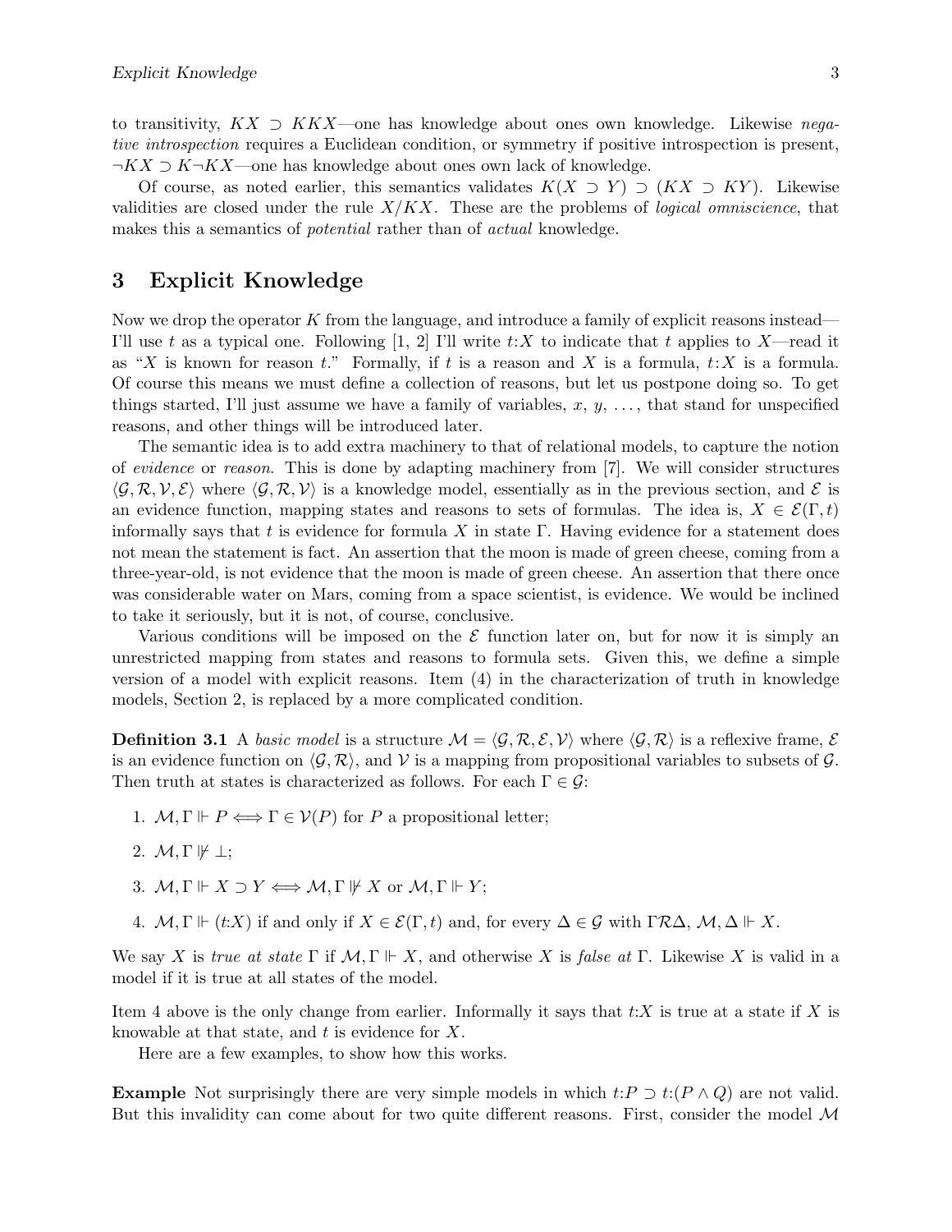to transitivity, $KX \supset KKX$—one has knowledge about ones own knowledge. Likewise *negative introspection* requires a Euclidean condition, or symmetry if positive introspection is present, $\neg KX \supset K\neg KX$—one has knowledge about ones own lack of knowledge.

Of course, as noted earlier, this semantics validates $K(X \supset Y) \supset (KX \supset KY)$. Likewise validities are closed under the rule $X/KX$. These are the problems of *logical omniscience*, that makes this a semantics of *potential* rather than of *actual* knowledge.

## 3 Explicit Knowledge

Now we drop the operator $K$ from the language, and introduce a family of explicit reasons instead—I'll use $t$ as a typical one. Following [1, 2] I'll write $t{:}X$ to indicate that $t$ applies to $X$—read it as "$X$ is known for reason $t$." Formally, if $t$ is a reason and $X$ is a formula, $t{:}X$ is a formula. Of course this means we must define a collection of reasons, but let us postpone doing so. To get things started, I'll just assume we have a family of variables, $x$, $y$, ..., that stand for unspecified reasons, and other things will be introduced later.

The semantic idea is to add extra machinery to that of relational models, to capture the notion of *evidence* or *reason*. This is done by adapting machinery from [7]. We will consider structures $\langle \mathcal{G}, \mathcal{R}, \mathcal{V}, \mathcal{E} \rangle$ where $\langle \mathcal{G}, \mathcal{R}, \mathcal{V} \rangle$ is a knowledge model, essentially as in the previous section, and $\mathcal{E}$ is an evidence function, mapping states and reasons to sets of formulas. The idea is, $X \in \mathcal{E}(\Gamma, t)$ informally says that $t$ is evidence for formula $X$ in state $\Gamma$. Having evidence for a statement does not mean the statement is fact. An assertion that the moon is made of green cheese, coming from a three-year-old, is not evidence that the moon is made of green cheese. An assertion that there once was considerable water on Mars, coming from a space scientist, is evidence. We would be inclined to take it seriously, but it is not, of course, conclusive.

Various conditions will be imposed on the $\mathcal{E}$ function later on, but for now it is simply an unrestricted mapping from states and reasons to formula sets. Given this, we define a simple version of a model with explicit reasons. Item (4) in the characterization of truth in knowledge models, Section 2, is replaced by a more complicated condition.

**Definition 3.1** A *basic model* is a structure $\mathcal{M} = \langle \mathcal{G}, \mathcal{R}, \mathcal{E}, \mathcal{V} \rangle$ where $\langle \mathcal{G}, \mathcal{R} \rangle$ is a reflexive frame, $\mathcal{E}$ is an evidence function on $\langle \mathcal{G}, \mathcal{R} \rangle$, and $\mathcal{V}$ is a mapping from propositional variables to subsets of $\mathcal{G}$. Then truth at states is characterized as follows. For each $\Gamma \in \mathcal{G}$:

1. $\mathcal{M}, \Gamma \Vdash P \iff \Gamma \in \mathcal{V}(P)$ for $P$ a propositional letter;
2. $\mathcal{M}, \Gamma \not\Vdash \bot$;
3. $\mathcal{M}, \Gamma \Vdash X \supset Y \iff \mathcal{M}, \Gamma \not\Vdash X$ or $\mathcal{M}, \Gamma \Vdash Y$;
4. $\mathcal{M}, \Gamma \Vdash (t{:}X)$ if and only if $X \in \mathcal{E}(\Gamma, t)$ and, for every $\Delta \in \mathcal{G}$ with $\Gamma \mathcal{R} \Delta$, $\mathcal{M}, \Delta \Vdash X$.

We say $X$ is *true at state* $\Gamma$ if $\mathcal{M}, \Gamma \Vdash X$, and otherwise $X$ is *false at* $\Gamma$. Likewise $X$ is valid in a model if it is true at all states of the model.

Item 4 above is the only change from earlier. Informally it says that $t{:}X$ is true at a state if $X$ is knowable at that state, and $t$ is evidence for $X$.

Here are a few examples, to show how this works.

**Example** Not surprisingly there are very simple models in which $t{:}P \supset t{:}(P \wedge Q)$ are not valid. But this invalidity can come about for two quite different reasons. First, consider the model $\mathcal{M}$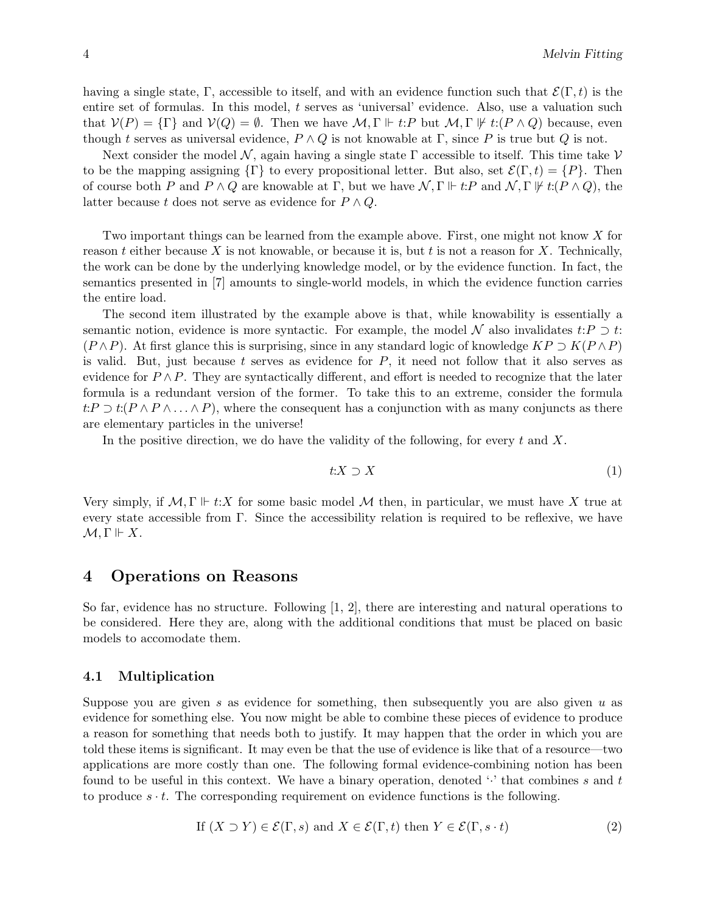having a single state, $\Gamma$, accessible to itself, and with an evidence function such that $\mathcal{E}(\Gamma, t)$ is the entire set of formulas. In this model, $t$ serves as 'universal' evidence. Also, use a valuation such that $\mathcal{V}(P) = \{\Gamma\}$ and $\mathcal{V}(Q) = \emptyset$. Then we have $\mathcal{M}, \Gamma \Vdash t{:}P$ but $\mathcal{M}, \Gamma \not\Vdash t{:}(P \wedge Q)$ because, even though $t$ serves as universal evidence, $P \wedge Q$ is not knowable at $\Gamma$, since $P$ is true but $Q$ is not.

Next consider the model $\mathcal{N}$, again having a single state $\Gamma$ accessible to itself. This time take $\mathcal{V}$ to be the mapping assigning $\{\Gamma\}$ to every propositional letter. But also, set $\mathcal{E}(\Gamma, t) = \{P\}$. Then of course both $P$ and $P \wedge Q$ are knowable at $\Gamma$, but we have $\mathcal{N}, \Gamma \Vdash t{:}P$ and $\mathcal{N}, \Gamma \not\Vdash t{:}(P \wedge Q)$, the latter because $t$ does not serve as evidence for $P \wedge Q$.

Two important things can be learned from the example above. First, one might not know $X$ for reason $t$ either because $X$ is not knowable, or because it is, but $t$ is not a reason for $X$. Technically, the work can be done by the underlying knowledge model, or by the evidence function. In fact, the semantics presented in [7] amounts to single-world models, in which the evidence function carries the entire load.

The second item illustrated by the example above is that, while knowability is essentially a semantic notion, evidence is more syntactic. For example, the model $\mathcal{N}$ also invalidates $t{:}P \supset t{:}(P \wedge P)$. At first glance this is surprising, since in any standard logic of knowledge $KP \supset K(P \wedge P)$ is valid. But, just because $t$ serves as evidence for $P$, it need not follow that it also serves as evidence for $P \wedge P$. They are syntactically different, and effort is needed to recognize that the later formula is a redundant version of the former. To take this to an extreme, consider the formula $t{:}P \supset t{:}(P \wedge P \wedge \ldots \wedge P)$, where the consequent has a conjunction with as many conjuncts as there are elementary particles in the universe!

In the positive direction, we do have the validity of the following, for every $t$ and $X$.

$$t{:}X \supset X \tag{1}$$

Very simply, if $\mathcal{M}, \Gamma \Vdash t{:}X$ for some basic model $\mathcal{M}$ then, in particular, we must have $X$ true at every state accessible from $\Gamma$. Since the accessibility relation is required to be reflexive, we have $\mathcal{M}, \Gamma \Vdash X$.

## 4 Operations on Reasons

So far, evidence has no structure. Following [1, 2], there are interesting and natural operations to be considered. Here they are, along with the additional conditions that must be placed on basic models to accomodate them.

### 4.1 Multiplication

Suppose you are given $s$ as evidence for something, then subsequently you are also given $u$ as evidence for something else. You now might be able to combine these pieces of evidence to produce a reason for something that needs both to justify. It may happen that the order in which you are told these items is significant. It may even be that the use of evidence is like that of a resource—two applications are more costly than one. The following formal evidence-combining notion has been found to be useful in this context. We have a binary operation, denoted '$\cdot$' that combines $s$ and $t$ to produce $s \cdot t$. The corresponding requirement on evidence functions is the following.

$$\text{If } (X \supset Y) \in \mathcal{E}(\Gamma, s) \text{ and } X \in \mathcal{E}(\Gamma, t) \text{ then } Y \in \mathcal{E}(\Gamma, s \cdot t) \tag{2}$$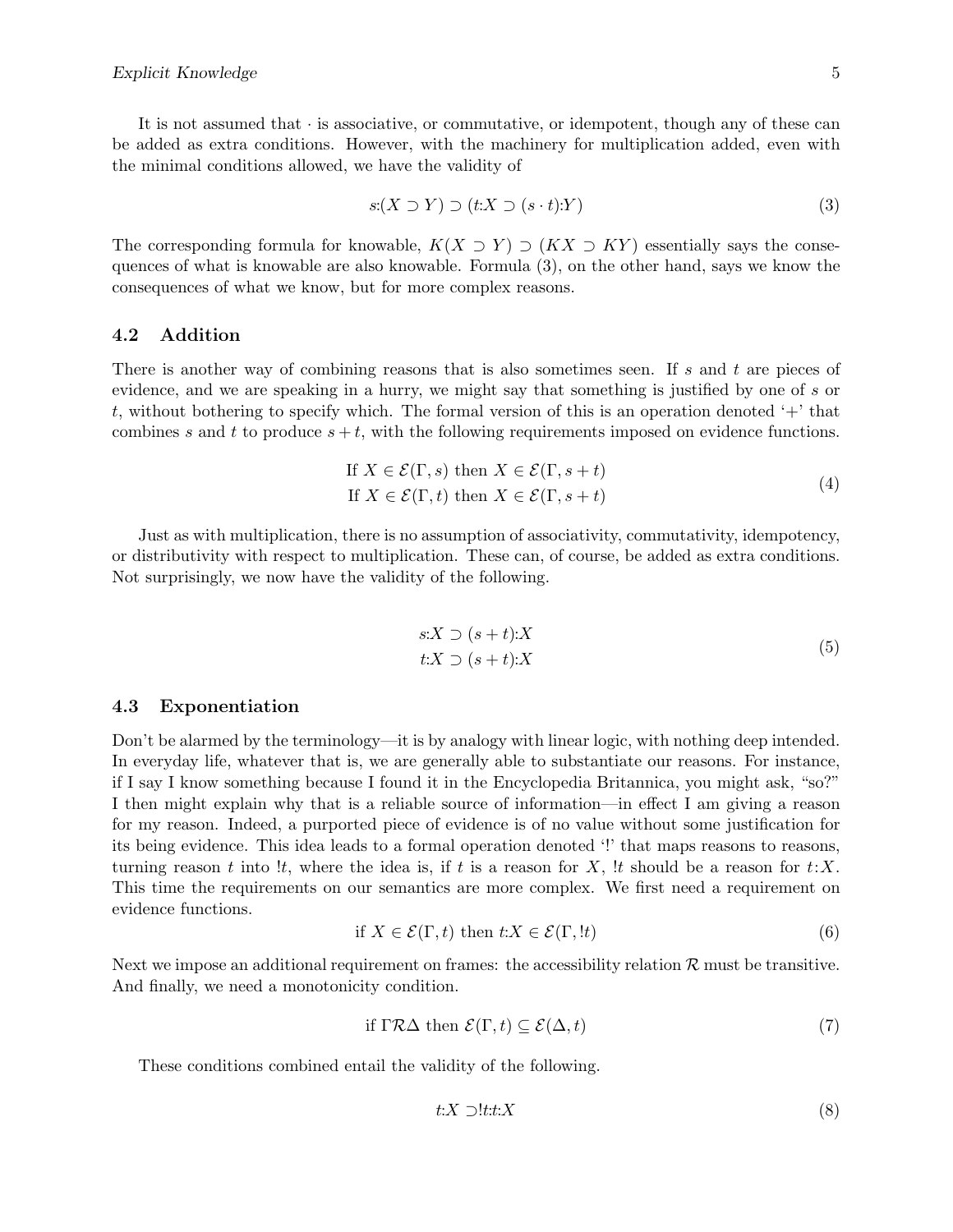It is not assumed that $\cdot$ is associative, or commutative, or idempotent, though any of these can be added as extra conditions. However, with the machinery for multiplication added, even with the minimal conditions allowed, we have the validity of

$$s{:}(X \supset Y) \supset (t{:}X \supset (s \cdot t){:}Y) \tag{3}$$

The corresponding formula for knowable, $K(X \supset Y) \supset (KX \supset KY)$ essentially says the consequences of what is knowable are also knowable. Formula (3), on the other hand, says we know the consequences of what we know, but for more complex reasons.

### 4.2 Addition

There is another way of combining reasons that is also sometimes seen. If $s$ and $t$ are pieces of evidence, and we are speaking in a hurry, we might say that something is justified by one of $s$ or $t$, without bothering to specify which. The formal version of this is an operation denoted '+' that combines $s$ and $t$ to produce $s + t$, with the following requirements imposed on evidence functions.

$$\begin{aligned} &\text{If } X \in \mathcal{E}(\Gamma, s) \text{ then } X \in \mathcal{E}(\Gamma, s + t) \\ &\text{If } X \in \mathcal{E}(\Gamma, t) \text{ then } X \in \mathcal{E}(\Gamma, s + t) \end{aligned} \tag{4}$$

Just as with multiplication, there is no assumption of associativity, commutativity, idempotency, or distributivity with respect to multiplication. These can, of course, be added as extra conditions. Not surprisingly, we now have the validity of the following.

$$\begin{aligned} &s{:}X \supset (s + t){:}X \\ &t{:}X \supset (s + t){:}X \end{aligned} \tag{5}$$

### 4.3 Exponentiation

Don't be alarmed by the terminology—it is by analogy with linear logic, with nothing deep intended. In everyday life, whatever that is, we are generally able to substantiate our reasons. For instance, if I say I know something because I found it in the Encyclopedia Britannica, you might ask, "so?" I then might explain why that is a reliable source of information—in effect I am giving a reason for my reason. Indeed, a purported piece of evidence is of no value without some justification for its being evidence. This idea leads to a formal operation denoted '!' that maps reasons to reasons, turning reason $t$ into $!t$, where the idea is, if $t$ is a reason for $X$, $!t$ should be a reason for $t{:}X$. This time the requirements on our semantics are more complex. We first need a requirement on evidence functions.

$$\text{if } X \in \mathcal{E}(\Gamma, t) \text{ then } t{:}X \in \mathcal{E}(\Gamma, !t) \tag{6}$$

Next we impose an additional requirement on frames: the accessibility relation $\mathcal{R}$ must be transitive. And finally, we need a monotonicity condition.

$$\text{if } \Gamma \mathcal{R} \Delta \text{ then } \mathcal{E}(\Gamma, t) \subseteq \mathcal{E}(\Delta, t) \tag{7}$$

These conditions combined entail the validity of the following.

$$t{:}X \supset !t{:}t{:}X \tag{8}$$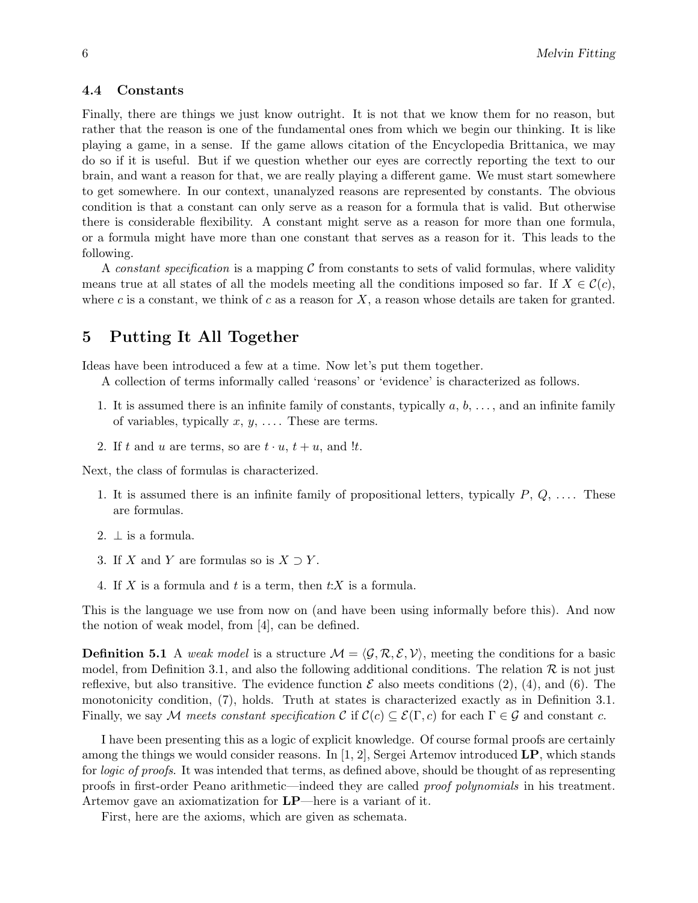### 4.4 Constants

Finally, there are things we just know outright. It is not that we know them for no reason, but rather that the reason is one of the fundamental ones from which we begin our thinking. It is like playing a game, in a sense. If the game allows citation of the Encyclopedia Brittanica, we may do so if it is useful. But if we question whether our eyes are correctly reporting the text to our brain, and want a reason for that, we are really playing a different game. We must start somewhere to get somewhere. In our context, unanalyzed reasons are represented by constants. The obvious condition is that a constant can only serve as a reason for a formula that is valid. But otherwise there is considerable flexibility. A constant might serve as a reason for more than one formula, or a formula might have more than one constant that serves as a reason for it. This leads to the following.

A *constant specification* is a mapping $\mathcal{C}$ from constants to sets of valid formulas, where validity means true at all states of all the models meeting all the conditions imposed so far. If $X \in \mathcal{C}(c)$, where $c$ is a constant, we think of $c$ as a reason for $X$, a reason whose details are taken for granted.

## 5 Putting It All Together

Ideas have been introduced a few at a time. Now let's put them together.

A collection of terms informally called 'reasons' or 'evidence' is characterized as follows.

1. It is assumed there is an infinite family of constants, typically $a$, $b$, $\ldots$, and an infinite family of variables, typically $x$, $y$, $\ldots$. These are terms.
2. If $t$ and $u$ are terms, so are $t \cdot u$, $t + u$, and $!t$.

Next, the class of formulas is characterized.

1. It is assumed there is an infinite family of propositional letters, typically $P$, $Q$, $\ldots$. These are formulas.
2. $\perp$ is a formula.
3. If $X$ and $Y$ are formulas so is $X \supset Y$.
4. If $X$ is a formula and $t$ is a term, then $t{:}X$ is a formula.

This is the language we use from now on (and have been using informally before this). And now the notion of weak model, from [4], can be defined.

**Definition 5.1** A *weak model* is a structure $\mathcal{M} = \langle \mathcal{G}, \mathcal{R}, \mathcal{E}, \mathcal{V} \rangle$, meeting the conditions for a basic model, from Definition 3.1, and also the following additional conditions. The relation $\mathcal{R}$ is not just reflexive, but also transitive. The evidence function $\mathcal{E}$ also meets conditions (2), (4), and (6). The monotonicity condition, (7), holds. Truth at states is characterized exactly as in Definition 3.1. Finally, we say $\mathcal{M}$ *meets constant specification* $\mathcal{C}$ if $\mathcal{C}(c) \subseteq \mathcal{E}(\Gamma, c)$ for each $\Gamma \in \mathcal{G}$ and constant $c$.

I have been presenting this as a logic of explicit knowledge. Of course formal proofs are certainly among the things we would consider reasons. In [1, 2], Sergei Artemov introduced **LP**, which stands for *logic of proofs*. It was intended that terms, as defined above, should be thought of as representing proofs in first-order Peano arithmetic—indeed they are called *proof polynomials* in his treatment. Artemov gave an axiomatization for **LP**—here is a variant of it.

First, here are the axioms, which are given as schemata.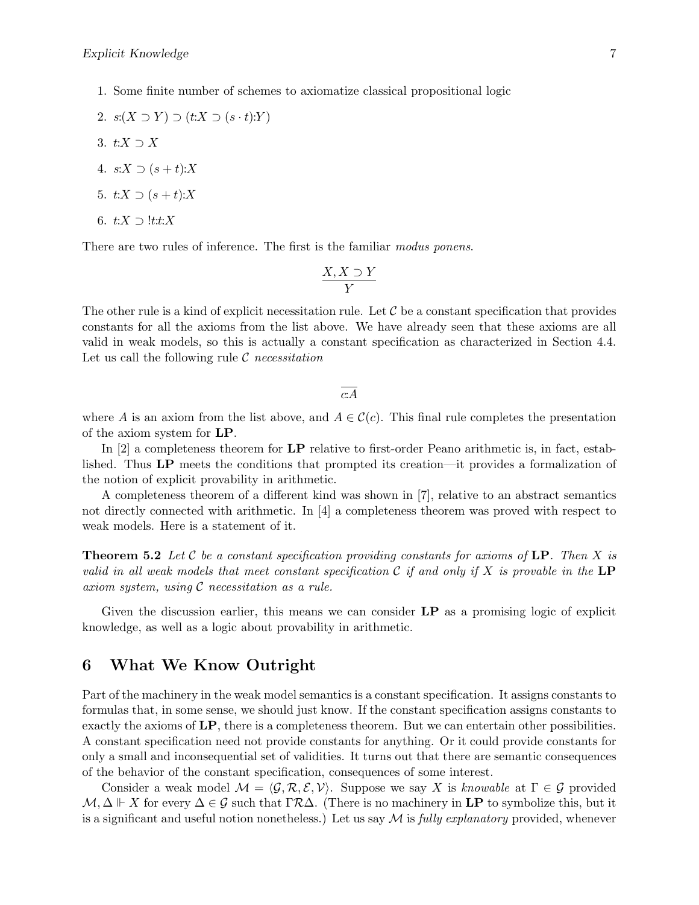1. Some finite number of schemes to axiomatize classical propositional logic
2. $s{:}(X \supset Y) \supset (t{:}X \supset (s \cdot t){:}Y)$
3. $t{:}X \supset X$
4. $s{:}X \supset (s + t){:}X$
5. $t{:}X \supset (s + t){:}X$
6. $t{:}X \supset !t{:}t{:}X$

There are two rules of inference. The first is the familiar *modus ponens*.

$$\frac{X, X \supset Y}{Y}$$

The other rule is a kind of explicit necessitation rule. Let $\mathcal{C}$ be a constant specification that provides constants for all the axioms from the list above. We have already seen that these axioms are all valid in weak models, so this is actually a constant specification as characterized in Section 4.4. Let us call the following rule $\mathcal{C}$ *necessitation*

$$\overline{c{:}A}$$

where $A$ is an axiom from the list above, and $A \in \mathcal{C}(c)$. This final rule completes the presentation of the axiom system for **LP**.

In [2] a completeness theorem for **LP** relative to first-order Peano arithmetic is, in fact, established. Thus **LP** meets the conditions that prompted its creation—it provides a formalization of the notion of explicit provability in arithmetic.

A completeness theorem of a different kind was shown in [7], relative to an abstract semantics not directly connected with arithmetic. In [4] a completeness theorem was proved with respect to weak models. Here is a statement of it.

**Theorem 5.2** *Let $\mathcal{C}$ be a constant specification providing constants for axioms of* **LP**. *Then $X$ is valid in all weak models that meet constant specification $\mathcal{C}$ if and only if $X$ is provable in the* **LP** *axiom system, using $\mathcal{C}$ necessitation as a rule.*

Given the discussion earlier, this means we can consider **LP** as a promising logic of explicit knowledge, as well as a logic about provability in arithmetic.

## 6 What We Know Outright

Part of the machinery in the weak model semantics is a constant specification. It assigns constants to formulas that, in some sense, we should just know. If the constant specification assigns constants to exactly the axioms of **LP**, there is a completeness theorem. But we can entertain other possibilities. A constant specification need not provide constants for anything. Or it could provide constants for only a small and inconsequential set of validities. It turns out that there are semantic consequences of the behavior of the constant specification, consequences of some interest.

Consider a weak model $\mathcal{M} = \langle \mathcal{G}, \mathcal{R}, \mathcal{E}, \mathcal{V} \rangle$. Suppose we say $X$ is *knowable* at $\Gamma \in \mathcal{G}$ provided $\mathcal{M}, \Delta \Vdash X$ for every $\Delta \in \mathcal{G}$ such that $\Gamma \mathcal{R} \Delta$. (There is no machinery in **LP** to symbolize this, but it is a significant and useful notion nonetheless.) Let us say $\mathcal{M}$ is *fully explanatory* provided, whenever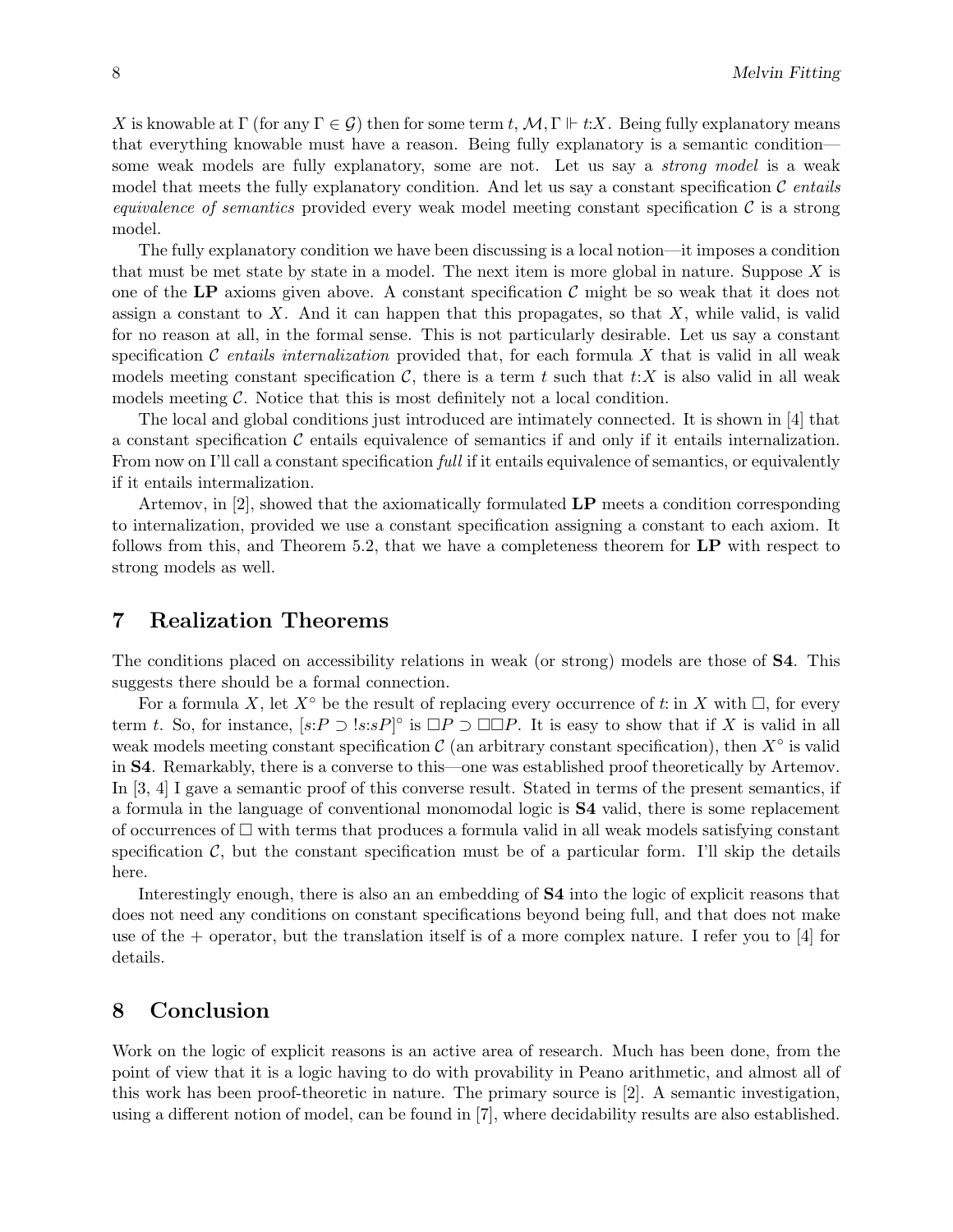$X$ is knowable at $\Gamma$ (for any $\Gamma \in \mathcal{G}$) then for some term $t$, $\mathcal{M}, \Gamma \Vdash t{:}X$. Being fully explanatory means that everything knowable must have a reason. Being fully explanatory is a semantic condition—some weak models are fully explanatory, some are not. Let us say a *strong model* is a weak model that meets the fully explanatory condition. And let us say a constant specification $\mathcal{C}$ *entails equivalence of semantics* provided every weak model meeting constant specification $\mathcal{C}$ is a strong model.

The fully explanatory condition we have been discussing is a local notion—it imposes a condition that must be met state by state in a model. The next item is more global in nature. Suppose $X$ is one of the **LP** axioms given above. A constant specification $\mathcal{C}$ might be so weak that it does not assign a constant to $X$. And it can happen that this propagates, so that $X$, while valid, is valid for no reason at all, in the formal sense. This is not particularly desirable. Let us say a constant specification $\mathcal{C}$ *entails internalization* provided that, for each formula $X$ that is valid in all weak models meeting constant specification $\mathcal{C}$, there is a term $t$ such that $t{:}X$ is also valid in all weak models meeting $\mathcal{C}$. Notice that this is most definitely not a local condition.

The local and global conditions just introduced are intimately connected. It is shown in [4] that a constant specification $\mathcal{C}$ entails equivalence of semantics if and only if it entails internalization. From now on I'll call a constant specification *full* if it entails equivalence of semantics, or equivalently if it entails intermalization.

Artemov, in [2], showed that the axiomatically formulated **LP** meets a condition corresponding to internalization, provided we use a constant specification assigning a constant to each axiom. It follows from this, and Theorem 5.2, that we have a completeness theorem for **LP** with respect to strong models as well.

## 7 Realization Theorems

The conditions placed on accessibility relations in weak (or strong) models are those of **S4**. This suggests there should be a formal connection.

For a formula $X$, let $X^\circ$ be the result of replacing every occurrence of $t{:}$ in $X$ with $\Box$, for every term $t$. So, for instance, $[s{:}P \supset !s{:}s{:}P]^\circ$ is $\Box P \supset \Box\Box P$. It is easy to show that if $X$ is valid in all weak models meeting constant specification $\mathcal{C}$ (an arbitrary constant specification), then $X^\circ$ is valid in **S4**. Remarkably, there is a converse to this—one was established proof theoretically by Artemov. In [3, 4] I gave a semantic proof of this converse result. Stated in terms of the present semantics, if a formula in the language of conventional monomodal logic is **S4** valid, there is some replacement of occurrences of $\Box$ with terms that produces a formula valid in all weak models satisfying constant specification $\mathcal{C}$, but the constant specification must be of a particular form. I'll skip the details here.

Interestingly enough, there is also an an embedding of **S4** into the logic of explicit reasons that does not need any conditions on constant specifications beyond being full, and that does not make use of the + operator, but the translation itself is of a more complex nature. I refer you to [4] for details.

## 8 Conclusion

Work on the logic of explicit reasons is an active area of research. Much has been done, from the point of view that it is a logic having to do with provability in Peano arithmetic, and almost all of this work has been proof-theoretic in nature. The primary source is [2]. A semantic investigation, using a different notion of model, can be found in [7], where decidability results are also established.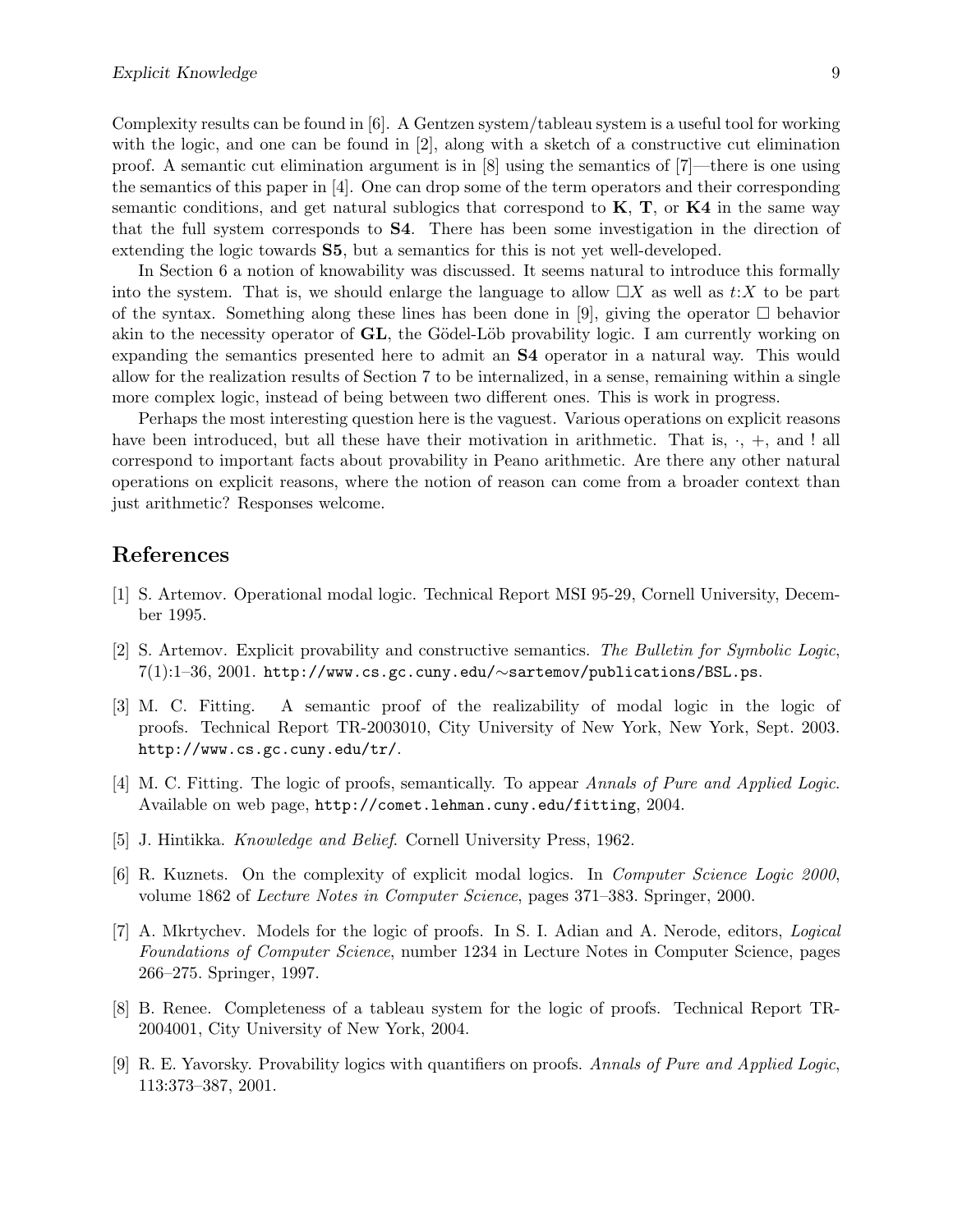Complexity results can be found in [6]. A Gentzen system/tableau system is a useful tool for working with the logic, and one can be found in [2], along with a sketch of a constructive cut elimination proof. A semantic cut elimination argument is in [8] using the semantics of [7]—there is one using the semantics of this paper in [4]. One can drop some of the term operators and their corresponding semantic conditions, and get natural sublogics that correspond to **K**, **T**, or **K4** in the same way that the full system corresponds to **S4**. There has been some investigation in the direction of extending the logic towards **S5**, but a semantics for this is not yet well-developed.

In Section 6 a notion of knowability was discussed. It seems natural to introduce this formally into the system. That is, we should enlarge the language to allow $\Box X$ as well as $t{:}X$ to be part of the syntax. Something along these lines has been done in [9], giving the operator $\Box$ behavior akin to the necessity operator of **GL**, the Gödel-Löb provability logic. I am currently working on expanding the semantics presented here to admit an **S4** operator in a natural way. This would allow for the realization results of Section 7 to be internalized, in a sense, remaining within a single more complex logic, instead of being between two different ones. This is work in progress.

Perhaps the most interesting question here is the vaguest. Various operations on explicit reasons have been introduced, but all these have their motivation in arithmetic. That is, $\cdot$, $+$, and ! all correspond to important facts about provability in Peano arithmetic. Are there any other natural operations on explicit reasons, where the notion of reason can come from a broader context than just arithmetic? Responses welcome.

# References

[1] S. Artemov. Operational modal logic. Technical Report MSI 95-29, Cornell University, December 1995.

[2] S. Artemov. Explicit provability and constructive semantics. *The Bulletin for Symbolic Logic*, 7(1):1–36, 2001. `http://www.cs.gc.cuny.edu/~sartemov/publications/BSL.ps`.

[3] M. C. Fitting. A semantic proof of the realizability of modal logic in the logic of proofs. Technical Report TR-2003010, City University of New York, New York, Sept. 2003. `http://www.cs.gc.cuny.edu/tr/`.

[4] M. C. Fitting. The logic of proofs, semantically. To appear *Annals of Pure and Applied Logic*. Available on web page, `http://comet.lehman.cuny.edu/fitting`, 2004.

[5] J. Hintikka. *Knowledge and Belief*. Cornell University Press, 1962.

[6] R. Kuznets. On the complexity of explicit modal logics. In *Computer Science Logic 2000*, volume 1862 of *Lecture Notes in Computer Science*, pages 371–383. Springer, 2000.

[7] A. Mkrtychev. Models for the logic of proofs. In S. I. Adian and A. Nerode, editors, *Logical Foundations of Computer Science*, number 1234 in Lecture Notes in Computer Science, pages 266–275. Springer, 1997.

[8] B. Renee. Completeness of a tableau system for the logic of proofs. Technical Report TR-2004001, City University of New York, 2004.

[9] R. E. Yavorsky. Provability logics with quantifiers on proofs. *Annals of Pure and Applied Logic*, 113:373–387, 2001.